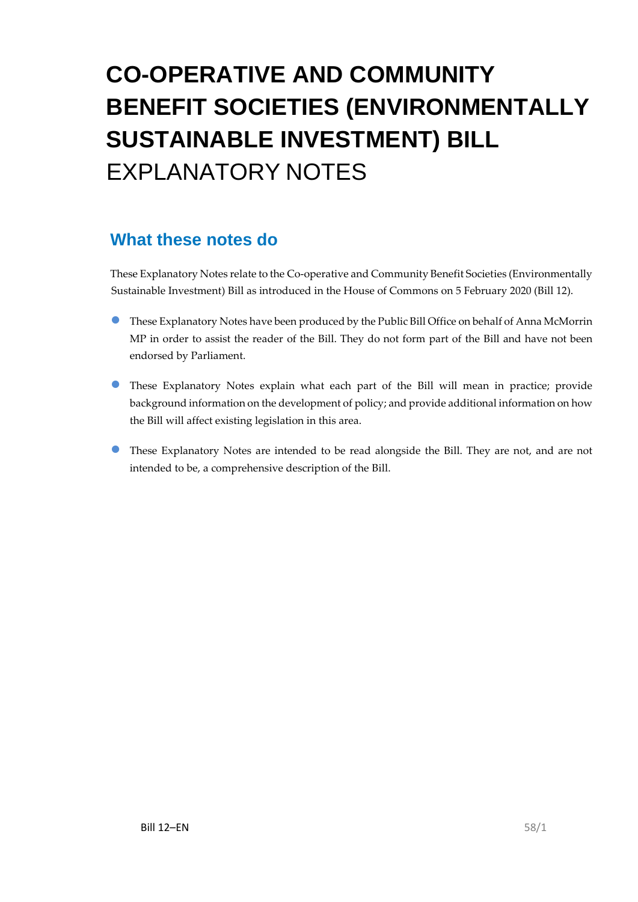# CO-OPERATIVE AND COMMUNITY BENEFIT SOCIETIES (ENVIRONMENTALLY SUSTAINABLE INVESTMENT) BILL
EXPLANATORY NOTES

## What these notes do

These Explanatory Notes relate to the Co-operative and Community Benefit Societies (Environmentally Sustainable Investment) Bill as introduced in the House of Commons on 5 February 2020 (Bill 12).

- These Explanatory Notes have been produced by the Public Bill Office on behalf of Anna McMorrin MP in order to assist the reader of the Bill. They do not form part of the Bill and have not been endorsed by Parliament.
- These Explanatory Notes explain what each part of the Bill will mean in practice; provide background information on the development of policy; and provide additional information on how the Bill will affect existing legislation in this area.
- These Explanatory Notes are intended to be read alongside the Bill. They are not, and are not intended to be, a comprehensive description of the Bill.

Bill 12–EN 58/1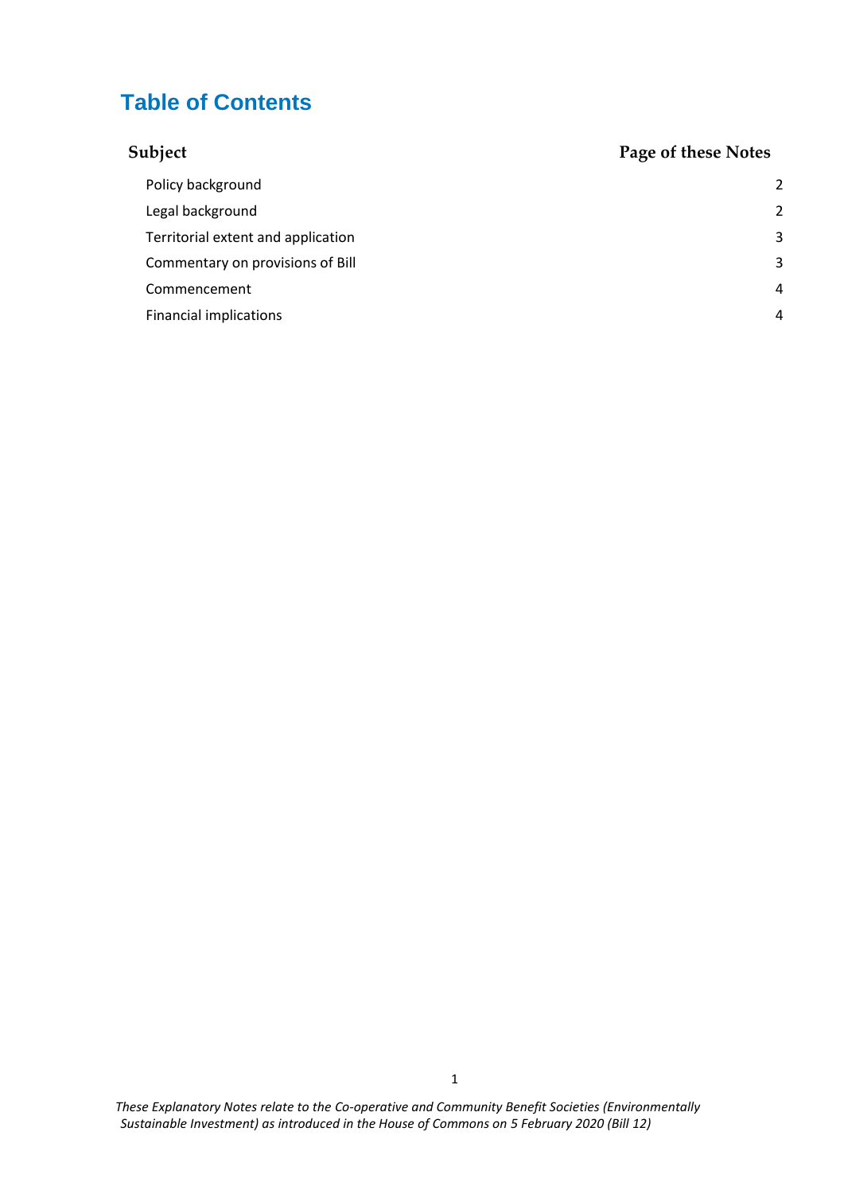# Table of Contents

| Subject | Page of these Notes |
| --- | --- |
| Policy background | 2 |
| Legal background | 2 |
| Territorial extent and application | 3 |
| Commentary on provisions of Bill | 3 |
| Commencement | 4 |
| Financial implications | 4 |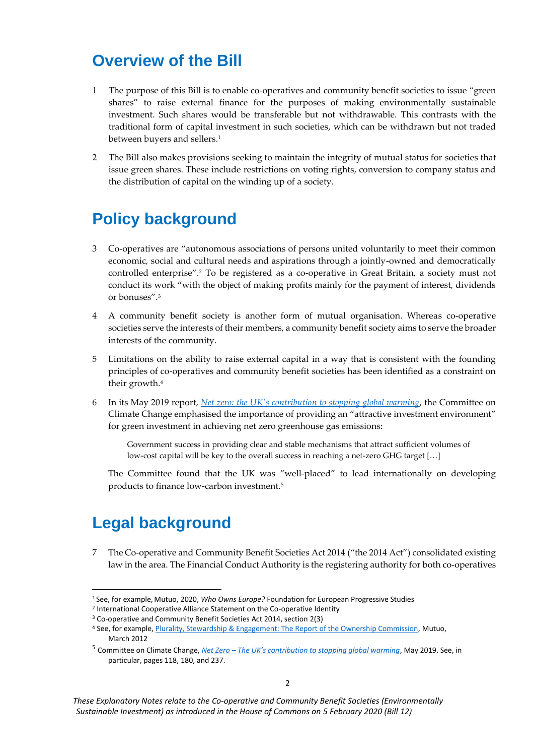# Overview of the Bill

1 The purpose of this Bill is to enable co-operatives and community benefit societies to issue "green shares" to raise external finance for the purposes of making environmentally sustainable investment. Such shares would be transferable but not withdrawable. This contrasts with the traditional form of capital investment in such societies, which can be withdrawn but not traded between buyers and sellers.[1]

2 The Bill also makes provisions seeking to maintain the integrity of mutual status for societies that issue green shares. These include restrictions on voting rights, conversion to company status and the distribution of capital on the winding up of a society.

# Policy background

3 Co-operatives are "autonomous associations of persons united voluntarily to meet their common economic, social and cultural needs and aspirations through a jointly-owned and democratically controlled enterprise".[2] To be registered as a co-operative in Great Britain, a society must not conduct its work "with the object of making profits mainly for the payment of interest, dividends or bonuses".[3]

4 A community benefit society is another form of mutual organisation. Whereas co-operative societies serve the interests of their members, a community benefit society aims to serve the broader interests of the community.

5 Limitations on the ability to raise external capital in a way that is consistent with the founding principles of co-operatives and community benefit societies has been identified as a constraint on their growth.[4]

6 In its May 2019 report, *Net zero: the UK's contribution to stopping global warming*, the Committee on Climate Change emphasised the importance of providing an "attractive investment environment" for green investment in achieving net zero greenhouse gas emissions:

> Government success in providing clear and stable mechanisms that attract sufficient volumes of low-cost capital will be key to the overall success in reaching a net-zero GHG target […]

The Committee found that the UK was "well-placed" to lead internationally on developing products to finance low-carbon investment.[5]

# Legal background

7 The Co-operative and Community Benefit Societies Act 2014 ("the 2014 Act") consolidated existing law in the area. The Financial Conduct Authority is the registering authority for both co-operatives

---

[1] See, for example, Mutuo, 2020, *Who Owns Europe?* Foundation for European Progressive Studies

[2] International Cooperative Alliance Statement on the Co-operative Identity

[3] Co-operative and Community Benefit Societies Act 2014, section 2(3)

[4] See, for example, Plurality, Stewardship & Engagement: The Report of the Ownership Commission, Mutuo, March 2012

[5] Committee on Climate Change, *Net Zero – The UK's contribution to stopping global warming*, May 2019. See, in particular, pages 118, 180, and 237.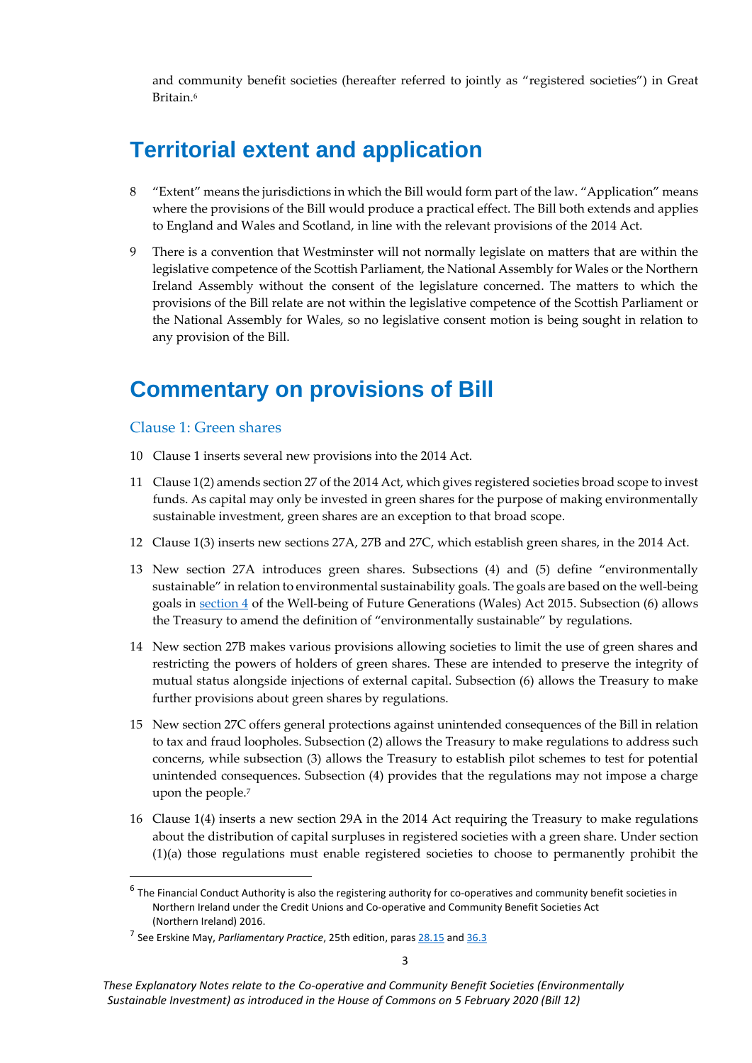and community benefit societies (hereafter referred to jointly as "registered societies") in Great Britain.[6]

# Territorial extent and application

8 "Extent" means the jurisdictions in which the Bill would form part of the law. "Application" means where the provisions of the Bill would produce a practical effect. The Bill both extends and applies to England and Wales and Scotland, in line with the relevant provisions of the 2014 Act.

9 There is a convention that Westminster will not normally legislate on matters that are within the legislative competence of the Scottish Parliament, the National Assembly for Wales or the Northern Ireland Assembly without the consent of the legislature concerned. The matters to which the provisions of the Bill relate are not within the legislative competence of the Scottish Parliament or the National Assembly for Wales, so no legislative consent motion is being sought in relation to any provision of the Bill.

# Commentary on provisions of Bill

## Clause 1: Green shares

10 Clause 1 inserts several new provisions into the 2014 Act.

11 Clause 1(2) amends section 27 of the 2014 Act, which gives registered societies broad scope to invest funds. As capital may only be invested in green shares for the purpose of making environmentally sustainable investment, green shares are an exception to that broad scope.

12 Clause 1(3) inserts new sections 27A, 27B and 27C, which establish green shares, in the 2014 Act.

13 New section 27A introduces green shares. Subsections (4) and (5) define "environmentally sustainable" in relation to environmental sustainability goals. The goals are based on the well-being goals in section 4 of the Well-being of Future Generations (Wales) Act 2015. Subsection (6) allows the Treasury to amend the definition of "environmentally sustainable" by regulations.

14 New section 27B makes various provisions allowing societies to limit the use of green shares and restricting the powers of holders of green shares. These are intended to preserve the integrity of mutual status alongside injections of external capital. Subsection (6) allows the Treasury to make further provisions about green shares by regulations.

15 New section 27C offers general protections against unintended consequences of the Bill in relation to tax and fraud loopholes. Subsection (2) allows the Treasury to make regulations to address such concerns, while subsection (3) allows the Treasury to establish pilot schemes to test for potential unintended consequences. Subsection (4) provides that the regulations may not impose a charge upon the people.[7]

16 Clause 1(4) inserts a new section 29A in the 2014 Act requiring the Treasury to make regulations about the distribution of capital surpluses in registered societies with a green share. Under section (1)(a) those regulations must enable registered societies to choose to permanently prohibit the

---

[6] The Financial Conduct Authority is also the registering authority for co-operatives and community benefit societies in Northern Ireland under the Credit Unions and Co-operative and Community Benefit Societies Act (Northern Ireland) 2016.

[7] See Erskine May, *Parliamentary Practice*, 25th edition, paras 28.15 and 36.3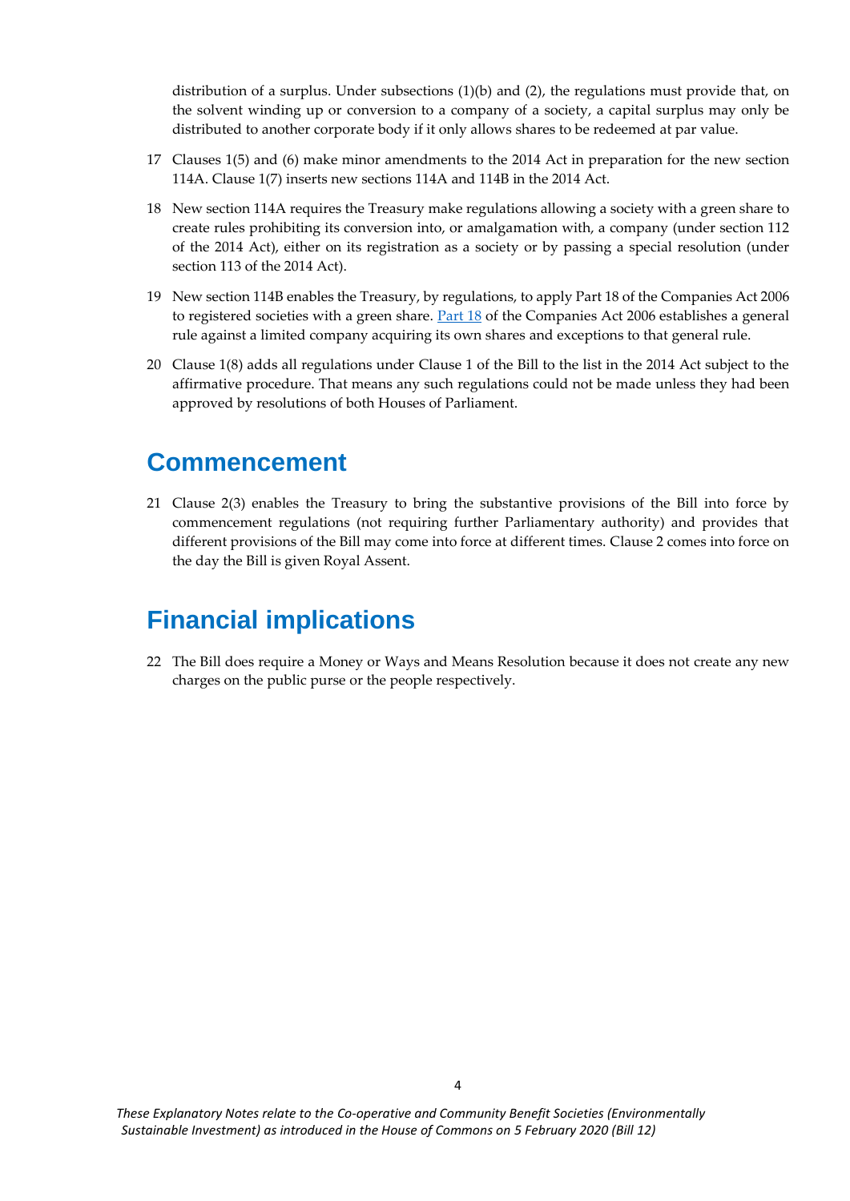distribution of a surplus. Under subsections (1)(b) and (2), the regulations must provide that, on the solvent winding up or conversion to a company of a society, a capital surplus may only be distributed to another corporate body if it only allows shares to be redeemed at par value.

17 Clauses 1(5) and (6) make minor amendments to the 2014 Act in preparation for the new section 114A. Clause 1(7) inserts new sections 114A and 114B in the 2014 Act.

18 New section 114A requires the Treasury make regulations allowing a society with a green share to create rules prohibiting its conversion into, or amalgamation with, a company (under section 112 of the 2014 Act), either on its registration as a society or by passing a special resolution (under section 113 of the 2014 Act).

19 New section 114B enables the Treasury, by regulations, to apply Part 18 of the Companies Act 2006 to registered societies with a green share. [Part 18] of the Companies Act 2006 establishes a general rule against a limited company acquiring its own shares and exceptions to that general rule.

20 Clause 1(8) adds all regulations under Clause 1 of the Bill to the list in the 2014 Act subject to the affirmative procedure. That means any such regulations could not be made unless they had been approved by resolutions of both Houses of Parliament.

## Commencement

21 Clause 2(3) enables the Treasury to bring the substantive provisions of the Bill into force by commencement regulations (not requiring further Parliamentary authority) and provides that different provisions of the Bill may come into force at different times. Clause 2 comes into force on the day the Bill is given Royal Assent.

## Financial implications

22 The Bill does require a Money or Ways and Means Resolution because it does not create any new charges on the public purse or the people respectively.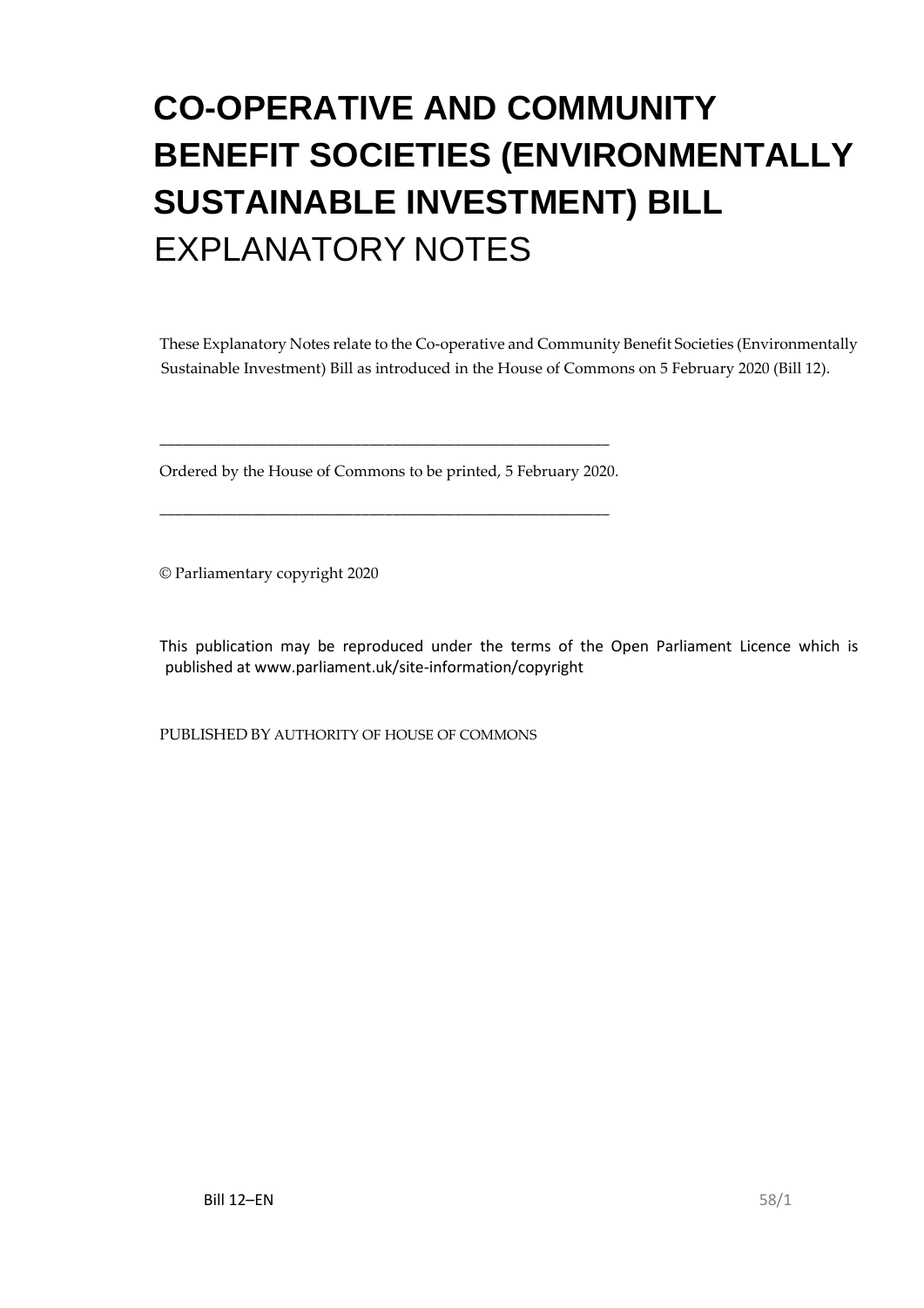# CO-OPERATIVE AND COMMUNITY BENEFIT SOCIETIES (ENVIRONMENTALLY SUSTAINABLE INVESTMENT) BILL

# EXPLANATORY NOTES

These Explanatory Notes relate to the Co-operative and Community Benefit Societies (Environmentally Sustainable Investment) Bill as introduced in the House of Commons on 5 February 2020 (Bill 12).

---

Ordered by the House of Commons to be printed, 5 February 2020.

---

© Parliamentary copyright 2020

This publication may be reproduced under the terms of the Open Parliament Licence which is published at www.parliament.uk/site-information/copyright

PUBLISHED BY AUTHORITY OF HOUSE OF COMMONS

Bill 12–EN 58/1